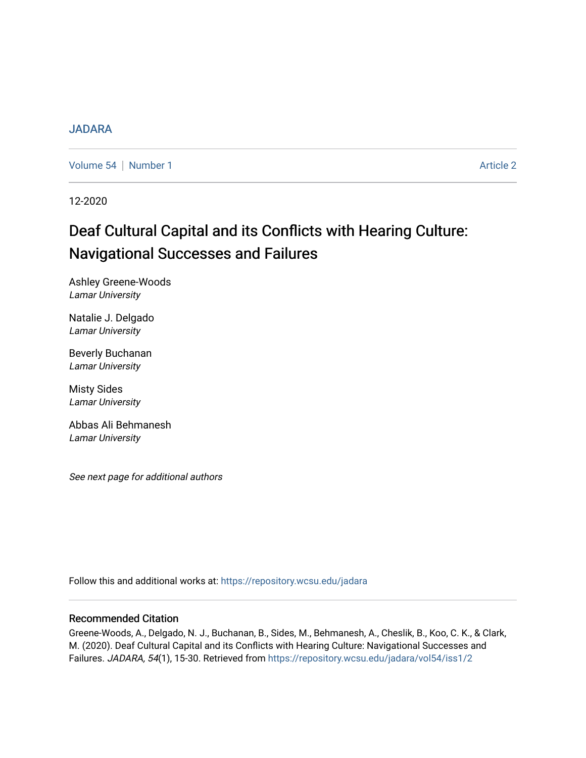JADARA

Volume 54 | Number 1 Article 2

12-2020

# Deaf Cultural Capital and its Conflicts with Hearing Culture: Navigational Successes and Failures

Ashley Greene-Woods
*Lamar University*

Natalie J. Delgado
*Lamar University*

Beverly Buchanan
*Lamar University*

Misty Sides
*Lamar University*

Abbas Ali Behmanesh
*Lamar University*

*See next page for additional authors*

Follow this and additional works at: https://repository.wcsu.edu/jadara

## Recommended Citation

Greene-Woods, A., Delgado, N. J., Buchanan, B., Sides, M., Behmanesh, A., Cheslik, B., Koo, C. K., & Clark, M. (2020). Deaf Cultural Capital and its Conflicts with Hearing Culture: Navigational Successes and Failures. *JADARA, 54*(1), 15-30. Retrieved from https://repository.wcsu.edu/jadara/vol54/iss1/2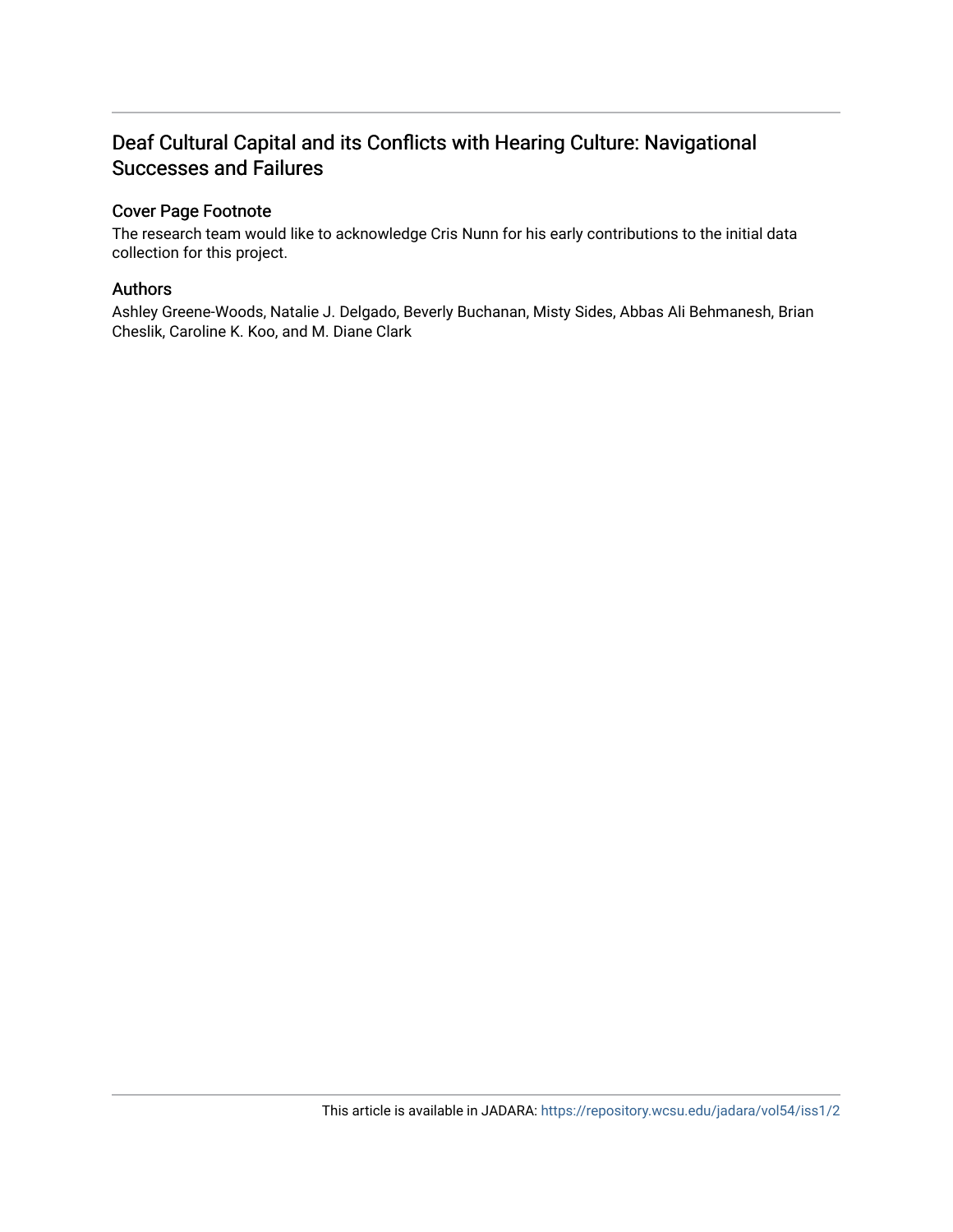# Deaf Cultural Capital and its Conflicts with Hearing Culture: Navigational Successes and Failures

## Cover Page Footnote

The research team would like to acknowledge Cris Nunn for his early contributions to the initial data collection for this project.

## Authors

Ashley Greene-Woods, Natalie J. Delgado, Beverly Buchanan, Misty Sides, Abbas Ali Behmanesh, Brian Cheslik, Caroline K. Koo, and M. Diane Clark

This article is available in JADARA: https://repository.wcsu.edu/jadara/vol54/iss1/2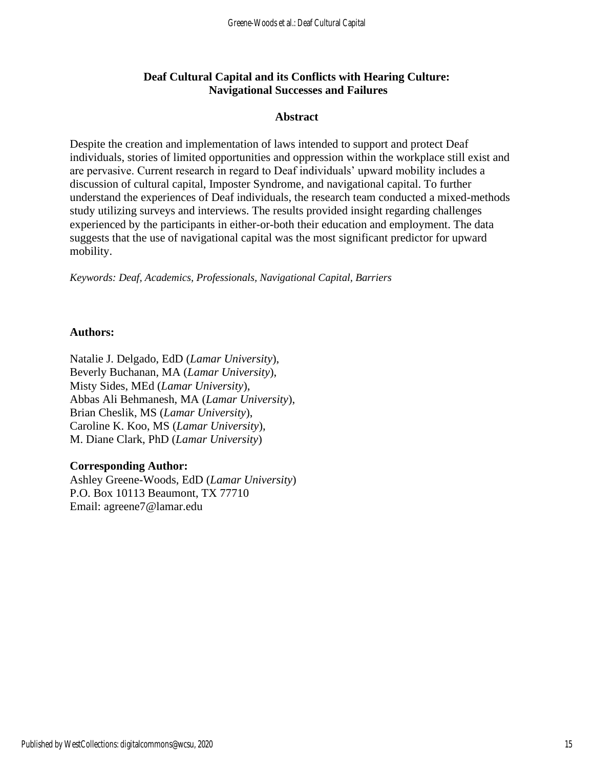# Deaf Cultural Capital and its Conflicts with Hearing Culture: Navigational Successes and Failures

## Abstract

Despite the creation and implementation of laws intended to support and protect Deaf individuals, stories of limited opportunities and oppression within the workplace still exist and are pervasive. Current research in regard to Deaf individuals' upward mobility includes a discussion of cultural capital, Imposter Syndrome, and navigational capital. To further understand the experiences of Deaf individuals, the research team conducted a mixed-methods study utilizing surveys and interviews. The results provided insight regarding challenges experienced by the participants in either-or-both their education and employment. The data suggests that the use of navigational capital was the most significant predictor for upward mobility.

*Keywords: Deaf, Academics, Professionals, Navigational Capital, Barriers*

**Authors:**

Natalie J. Delgado, EdD (*Lamar University*),
Beverly Buchanan, MA (*Lamar University*),
Misty Sides, MEd (*Lamar University*),
Abbas Ali Behmanesh, MA (*Lamar University*),
Brian Cheslik, MS (*Lamar University*),
Caroline K. Koo, MS (*Lamar University*),
M. Diane Clark, PhD (*Lamar University*)

**Corresponding Author:**
Ashley Greene-Woods, EdD (*Lamar University*)
P.O. Box 10113 Beaumont, TX 77710
Email: agreene7@lamar.edu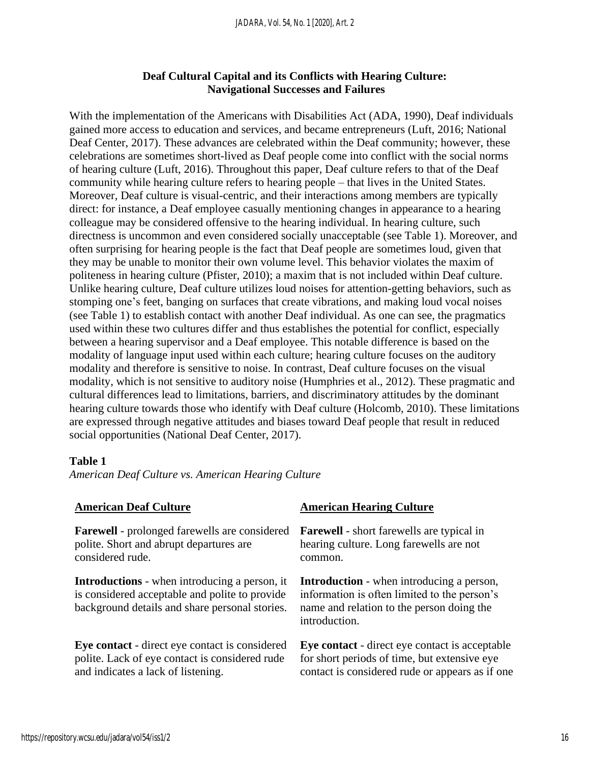## Deaf Cultural Capital and its Conflicts with Hearing Culture: Navigational Successes and Failures

With the implementation of the Americans with Disabilities Act (ADA, 1990), Deaf individuals gained more access to education and services, and became entrepreneurs (Luft, 2016; National Deaf Center, 2017). These advances are celebrated within the Deaf community; however, these celebrations are sometimes short-lived as Deaf people come into conflict with the social norms of hearing culture (Luft, 2016). Throughout this paper, Deaf culture refers to that of the Deaf community while hearing culture refers to hearing people – that lives in the United States. Moreover, Deaf culture is visual-centric, and their interactions among members are typically direct: for instance, a Deaf employee casually mentioning changes in appearance to a hearing colleague may be considered offensive to the hearing individual. In hearing culture, such directness is uncommon and even considered socially unacceptable (see Table 1). Moreover, and often surprising for hearing people is the fact that Deaf people are sometimes loud, given that they may be unable to monitor their own volume level. This behavior violates the maxim of politeness in hearing culture (Pfister, 2010); a maxim that is not included within Deaf culture. Unlike hearing culture, Deaf culture utilizes loud noises for attention-getting behaviors, such as stomping one's feet, banging on surfaces that create vibrations, and making loud vocal noises (see Table 1) to establish contact with another Deaf individual. As one can see, the pragmatics used within these two cultures differ and thus establishes the potential for conflict, especially between a hearing supervisor and a Deaf employee. This notable difference is based on the modality of language input used within each culture; hearing culture focuses on the auditory modality and therefore is sensitive to noise. In contrast, Deaf culture focuses on the visual modality, which is not sensitive to auditory noise (Humphries et al., 2012). These pragmatic and cultural differences lead to limitations, barriers, and discriminatory attitudes by the dominant hearing culture towards those who identify with Deaf culture (Holcomb, 2010). These limitations are expressed through negative attitudes and biases toward Deaf people that result in reduced social opportunities (National Deaf Center, 2017).

**Table 1**

*American Deaf Culture vs. American Hearing Culture*

| American Deaf Culture | American Hearing Culture |
|---|---|
| **Farewell** - prolonged farewells are considered polite. Short and abrupt departures are considered rude. | **Farewell** - short farewells are typical in hearing culture. Long farewells are not common. |
| **Introductions** - when introducing a person, it is considered acceptable and polite to provide background details and share personal stories. | **Introduction** - when introducing a person, information is often limited to the person's name and relation to the person doing the introduction. |
| **Eye contact** - direct eye contact is considered polite. Lack of eye contact is considered rude and indicates a lack of listening. | **Eye contact** - direct eye contact is acceptable for short periods of time, but extensive eye contact is considered rude or appears as if one |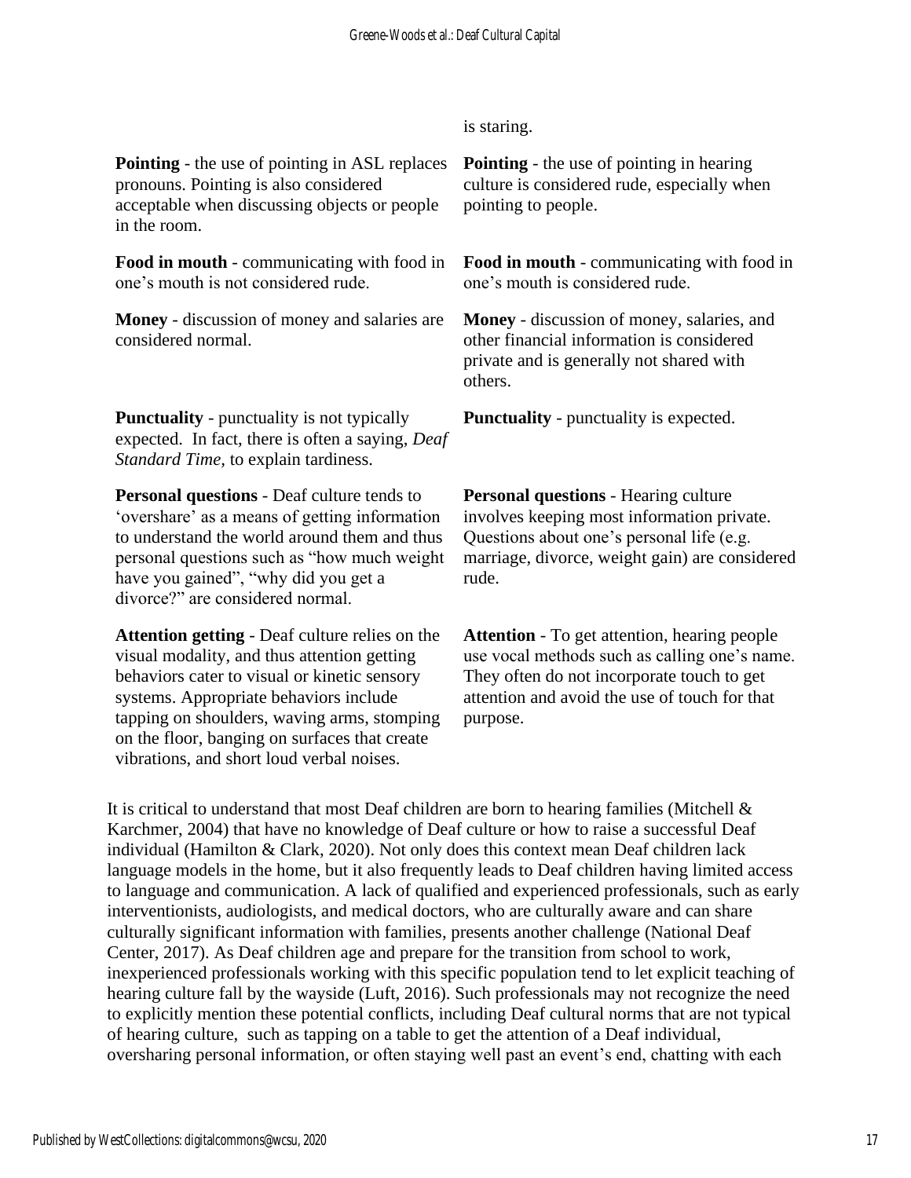| | is staring. |
|---|---|
| **Pointing** - the use of pointing in ASL replaces pronouns. Pointing is also considered acceptable when discussing objects or people in the room. | **Pointing** - the use of pointing in hearing culture is considered rude, especially when pointing to people. |
| **Food in mouth** - communicating with food in one's mouth is not considered rude. | **Food in mouth** - communicating with food in one's mouth is considered rude. |
| **Money** - discussion of money and salaries are considered normal. | **Money** - discussion of money, salaries, and other financial information is considered private and is generally not shared with others. |
| **Punctuality** - punctuality is not typically expected. In fact, there is often a saying, *Deaf Standard Time,* to explain tardiness. | **Punctuality** - punctuality is expected. |
| **Personal questions** - Deaf culture tends to 'overshare' as a means of getting information to understand the world around them and thus personal questions such as "how much weight have you gained", "why did you get a divorce?" are considered normal. | **Personal questions** - Hearing culture involves keeping most information private. Questions about one's personal life (e.g. marriage, divorce, weight gain) are considered rude. |
| **Attention getting** - Deaf culture relies on the visual modality, and thus attention getting behaviors cater to visual or kinetic sensory systems. Appropriate behaviors include tapping on shoulders, waving arms, stomping on the floor, banging on surfaces that create vibrations, and short loud verbal noises. | **Attention** - To get attention, hearing people use vocal methods such as calling one's name. They often do not incorporate touch to get attention and avoid the use of touch for that purpose. |

It is critical to understand that most Deaf children are born to hearing families (Mitchell & Karchmer, 2004) that have no knowledge of Deaf culture or how to raise a successful Deaf individual (Hamilton & Clark, 2020). Not only does this context mean Deaf children lack language models in the home, but it also frequently leads to Deaf children having limited access to language and communication. A lack of qualified and experienced professionals, such as early interventionists, audiologists, and medical doctors, who are culturally aware and can share culturally significant information with families, presents another challenge (National Deaf Center, 2017). As Deaf children age and prepare for the transition from school to work, inexperienced professionals working with this specific population tend to let explicit teaching of hearing culture fall by the wayside (Luft, 2016). Such professionals may not recognize the need to explicitly mention these potential conflicts, including Deaf cultural norms that are not typical of hearing culture, such as tapping on a table to get the attention of a Deaf individual, oversharing personal information, or often staying well past an event's end, chatting with each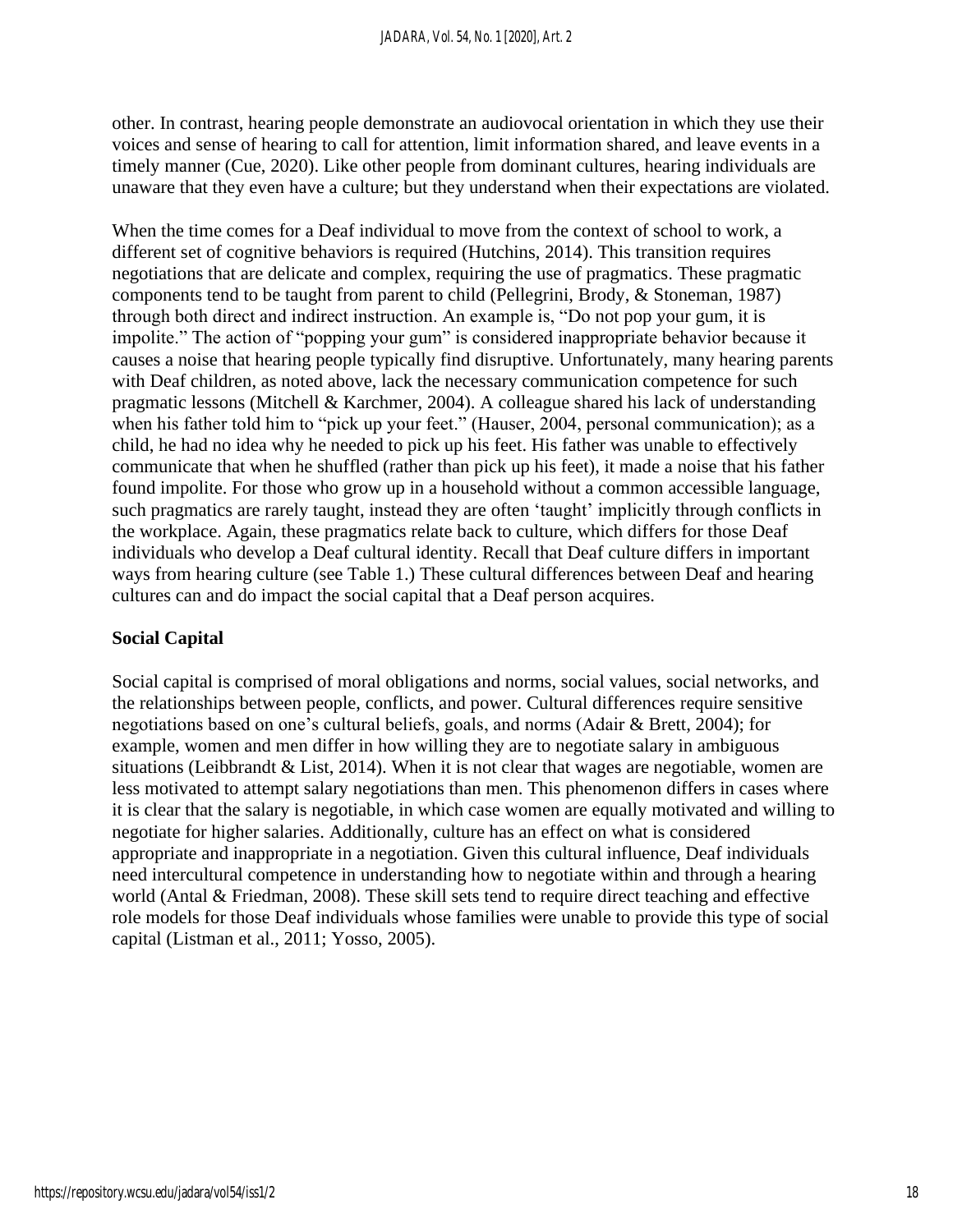other. In contrast, hearing people demonstrate an audiovocal orientation in which they use their voices and sense of hearing to call for attention, limit information shared, and leave events in a timely manner (Cue, 2020). Like other people from dominant cultures, hearing individuals are unaware that they even have a culture; but they understand when their expectations are violated.

When the time comes for a Deaf individual to move from the context of school to work, a different set of cognitive behaviors is required (Hutchins, 2014). This transition requires negotiations that are delicate and complex, requiring the use of pragmatics. These pragmatic components tend to be taught from parent to child (Pellegrini, Brody, & Stoneman, 1987) through both direct and indirect instruction. An example is, "Do not pop your gum, it is impolite." The action of "popping your gum" is considered inappropriate behavior because it causes a noise that hearing people typically find disruptive. Unfortunately, many hearing parents with Deaf children, as noted above, lack the necessary communication competence for such pragmatic lessons (Mitchell & Karchmer, 2004). A colleague shared his lack of understanding when his father told him to "pick up your feet." (Hauser, 2004, personal communication); as a child, he had no idea why he needed to pick up his feet. His father was unable to effectively communicate that when he shuffled (rather than pick up his feet), it made a noise that his father found impolite. For those who grow up in a household without a common accessible language, such pragmatics are rarely taught, instead they are often 'taught' implicitly through conflicts in the workplace. Again, these pragmatics relate back to culture, which differs for those Deaf individuals who develop a Deaf cultural identity. Recall that Deaf culture differs in important ways from hearing culture (see Table 1.) These cultural differences between Deaf and hearing cultures can and do impact the social capital that a Deaf person acquires.

## Social Capital

Social capital is comprised of moral obligations and norms, social values, social networks, and the relationships between people, conflicts, and power. Cultural differences require sensitive negotiations based on one's cultural beliefs, goals, and norms (Adair & Brett, 2004); for example, women and men differ in how willing they are to negotiate salary in ambiguous situations (Leibbrandt & List, 2014). When it is not clear that wages are negotiable, women are less motivated to attempt salary negotiations than men. This phenomenon differs in cases where it is clear that the salary is negotiable, in which case women are equally motivated and willing to negotiate for higher salaries. Additionally, culture has an effect on what is considered appropriate and inappropriate in a negotiation. Given this cultural influence, Deaf individuals need intercultural competence in understanding how to negotiate within and through a hearing world (Antal & Friedman, 2008). These skill sets tend to require direct teaching and effective role models for those Deaf individuals whose families were unable to provide this type of social capital (Listman et al., 2011; Yosso, 2005).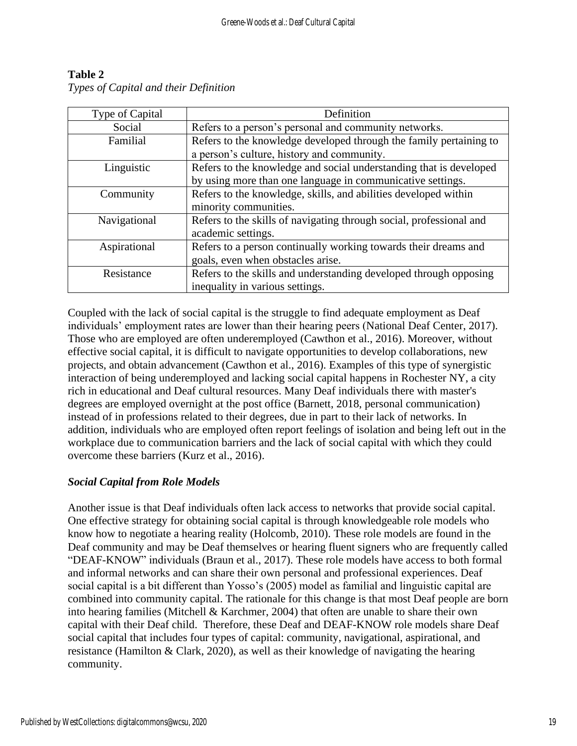**Table 2**

*Types of Capital and their Definition*

| Type of Capital | Definition |
| --- | --- |
| Social | Refers to a person's personal and community networks. |
| Familial | Refers to the knowledge developed through the family pertaining to a person's culture, history and community. |
| Linguistic | Refers to the knowledge and social understanding that is developed by using more than one language in communicative settings. |
| Community | Refers to the knowledge, skills, and abilities developed within minority communities. |
| Navigational | Refers to the skills of navigating through social, professional and academic settings. |
| Aspirational | Refers to a person continually working towards their dreams and goals, even when obstacles arise. |
| Resistance | Refers to the skills and understanding developed through opposing inequality in various settings. |

Coupled with the lack of social capital is the struggle to find adequate employment as Deaf individuals' employment rates are lower than their hearing peers (National Deaf Center, 2017). Those who are employed are often underemployed (Cawthon et al., 2016). Moreover, without effective social capital, it is difficult to navigate opportunities to develop collaborations, new projects, and obtain advancement (Cawthon et al., 2016). Examples of this type of synergistic interaction of being underemployed and lacking social capital happens in Rochester NY, a city rich in educational and Deaf cultural resources. Many Deaf individuals there with master's degrees are employed overnight at the post office (Barnett, 2018, personal communication) instead of in professions related to their degrees, due in part to their lack of networks. In addition, individuals who are employed often report feelings of isolation and being left out in the workplace due to communication barriers and the lack of social capital with which they could overcome these barriers (Kurz et al., 2016).

### *Social Capital from Role Models*

Another issue is that Deaf individuals often lack access to networks that provide social capital. One effective strategy for obtaining social capital is through knowledgeable role models who know how to negotiate a hearing reality (Holcomb, 2010). These role models are found in the Deaf community and may be Deaf themselves or hearing fluent signers who are frequently called "DEAF-KNOW" individuals (Braun et al., 2017). These role models have access to both formal and informal networks and can share their own personal and professional experiences. Deaf social capital is a bit different than Yosso's (2005) model as familial and linguistic capital are combined into community capital. The rationale for this change is that most Deaf people are born into hearing families (Mitchell & Karchmer, 2004) that often are unable to share their own capital with their Deaf child. Therefore, these Deaf and DEAF-KNOW role models share Deaf social capital that includes four types of capital: community, navigational, aspirational, and resistance (Hamilton & Clark, 2020), as well as their knowledge of navigating the hearing community.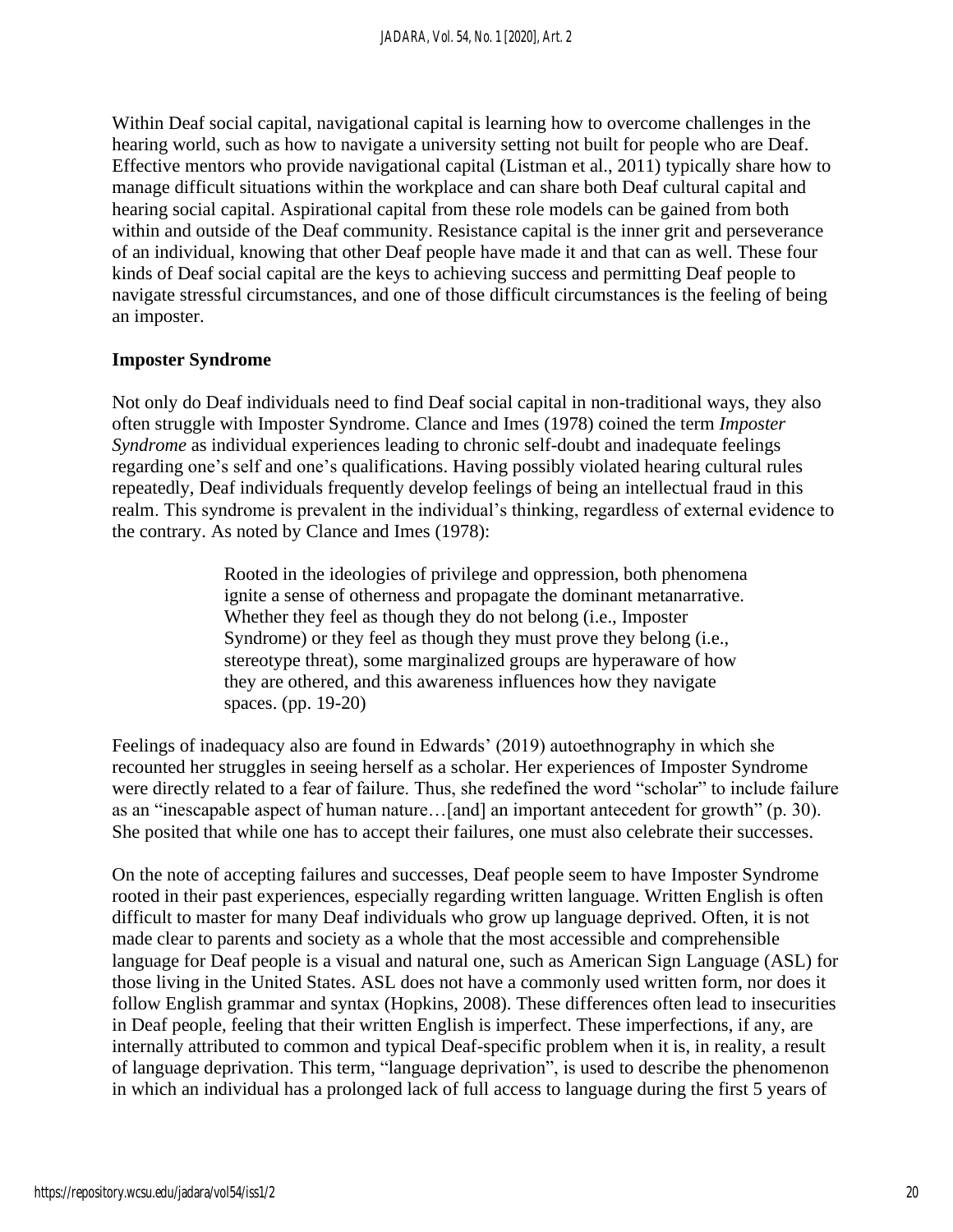Within Deaf social capital, navigational capital is learning how to overcome challenges in the hearing world, such as how to navigate a university setting not built for people who are Deaf. Effective mentors who provide navigational capital (Listman et al., 2011) typically share how to manage difficult situations within the workplace and can share both Deaf cultural capital and hearing social capital. Aspirational capital from these role models can be gained from both within and outside of the Deaf community. Resistance capital is the inner grit and perseverance of an individual, knowing that other Deaf people have made it and that can as well. These four kinds of Deaf social capital are the keys to achieving success and permitting Deaf people to navigate stressful circumstances, and one of those difficult circumstances is the feeling of being an imposter.

## Imposter Syndrome

Not only do Deaf individuals need to find Deaf social capital in non-traditional ways, they also often struggle with Imposter Syndrome. Clance and Imes (1978) coined the term *Imposter Syndrome* as individual experiences leading to chronic self-doubt and inadequate feelings regarding one's self and one's qualifications. Having possibly violated hearing cultural rules repeatedly, Deaf individuals frequently develop feelings of being an intellectual fraud in this realm. This syndrome is prevalent in the individual's thinking, regardless of external evidence to the contrary. As noted by Clance and Imes (1978):

> Rooted in the ideologies of privilege and oppression, both phenomena ignite a sense of otherness and propagate the dominant metanarrative. Whether they feel as though they do not belong (i.e., Imposter Syndrome) or they feel as though they must prove they belong (i.e., stereotype threat), some marginalized groups are hyperaware of how they are othered, and this awareness influences how they navigate spaces. (pp. 19-20)

Feelings of inadequacy also are found in Edwards' (2019) autoethnography in which she recounted her struggles in seeing herself as a scholar. Her experiences of Imposter Syndrome were directly related to a fear of failure. Thus, she redefined the word "scholar" to include failure as an "inescapable aspect of human nature…[and] an important antecedent for growth" (p. 30). She posited that while one has to accept their failures, one must also celebrate their successes.

On the note of accepting failures and successes, Deaf people seem to have Imposter Syndrome rooted in their past experiences, especially regarding written language. Written English is often difficult to master for many Deaf individuals who grow up language deprived. Often, it is not made clear to parents and society as a whole that the most accessible and comprehensible language for Deaf people is a visual and natural one, such as American Sign Language (ASL) for those living in the United States. ASL does not have a commonly used written form, nor does it follow English grammar and syntax (Hopkins, 2008). These differences often lead to insecurities in Deaf people, feeling that their written English is imperfect. These imperfections, if any, are internally attributed to common and typical Deaf-specific problem when it is, in reality, a result of language deprivation. This term, "language deprivation", is used to describe the phenomenon in which an individual has a prolonged lack of full access to language during the first 5 years of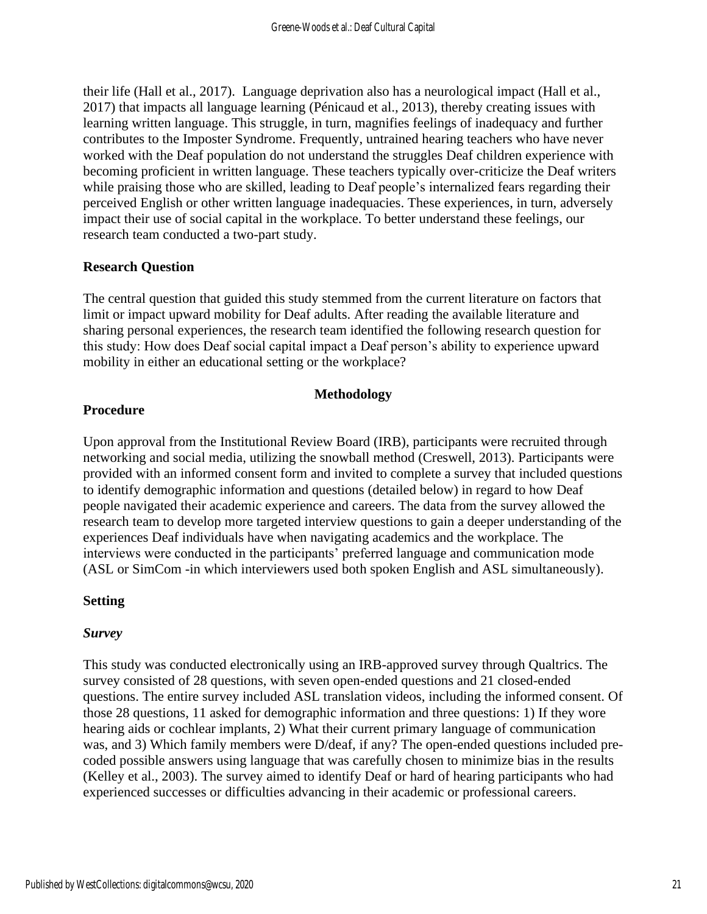their life (Hall et al., 2017). Language deprivation also has a neurological impact (Hall et al., 2017) that impacts all language learning (Pénicaud et al., 2013), thereby creating issues with learning written language. This struggle, in turn, magnifies feelings of inadequacy and further contributes to the Imposter Syndrome. Frequently, untrained hearing teachers who have never worked with the Deaf population do not understand the struggles Deaf children experience with becoming proficient in written language. These teachers typically over-criticize the Deaf writers while praising those who are skilled, leading to Deaf people's internalized fears regarding their perceived English or other written language inadequacies. These experiences, in turn, adversely impact their use of social capital in the workplace. To better understand these feelings, our research team conducted a two-part study.

## Research Question

The central question that guided this study stemmed from the current literature on factors that limit or impact upward mobility for Deaf adults. After reading the available literature and sharing personal experiences, the research team identified the following research question for this study: How does Deaf social capital impact a Deaf person's ability to experience upward mobility in either an educational setting or the workplace?

# Methodology

## Procedure

Upon approval from the Institutional Review Board (IRB), participants were recruited through networking and social media, utilizing the snowball method (Creswell, 2013). Participants were provided with an informed consent form and invited to complete a survey that included questions to identify demographic information and questions (detailed below) in regard to how Deaf people navigated their academic experience and careers. The data from the survey allowed the research team to develop more targeted interview questions to gain a deeper understanding of the experiences Deaf individuals have when navigating academics and the workplace. The interviews were conducted in the participants' preferred language and communication mode (ASL or SimCom -in which interviewers used both spoken English and ASL simultaneously).

## Setting

### *Survey*

This study was conducted electronically using an IRB-approved survey through Qualtrics. The survey consisted of 28 questions, with seven open-ended questions and 21 closed-ended questions. The entire survey included ASL translation videos, including the informed consent. Of those 28 questions, 11 asked for demographic information and three questions: 1) If they wore hearing aids or cochlear implants, 2) What their current primary language of communication was, and 3) Which family members were D/deaf, if any? The open-ended questions included pre-coded possible answers using language that was carefully chosen to minimize bias in the results (Kelley et al., 2003). The survey aimed to identify Deaf or hard of hearing participants who had experienced successes or difficulties advancing in their academic or professional careers.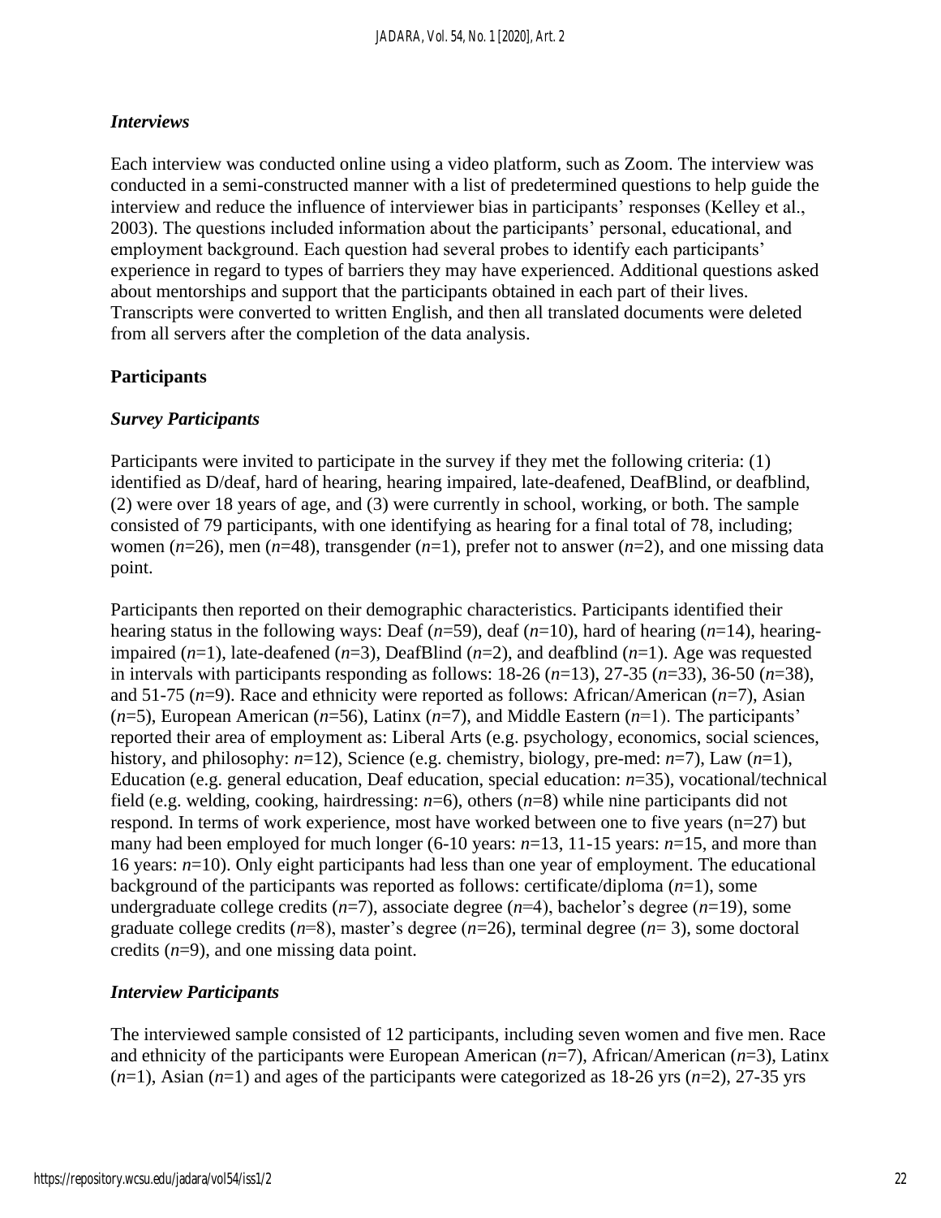### *Interviews*

Each interview was conducted online using a video platform, such as Zoom. The interview was conducted in a semi-constructed manner with a list of predetermined questions to help guide the interview and reduce the influence of interviewer bias in participants' responses (Kelley et al., 2003). The questions included information about the participants' personal, educational, and employment background. Each question had several probes to identify each participants' experience in regard to types of barriers they may have experienced. Additional questions asked about mentorships and support that the participants obtained in each part of their lives. Transcripts were converted to written English, and then all translated documents were deleted from all servers after the completion of the data analysis.

## Participants

### *Survey Participants*

Participants were invited to participate in the survey if they met the following criteria: (1) identified as D/deaf, hard of hearing, hearing impaired, late-deafened, DeafBlind, or deafblind, (2) were over 18 years of age, and (3) were currently in school, working, or both. The sample consisted of 79 participants, with one identifying as hearing for a final total of 78, including; women (*n*=26), men (*n*=48), transgender (*n*=1), prefer not to answer (*n*=2), and one missing data point.

Participants then reported on their demographic characteristics. Participants identified their hearing status in the following ways: Deaf (*n*=59), deaf (*n*=10), hard of hearing (*n*=14), hearing-impaired (*n*=1), late-deafened (*n*=3), DeafBlind (*n*=2), and deafblind (*n*=1). Age was requested in intervals with participants responding as follows: 18-26 (*n*=13), 27-35 (*n*=33), 36-50 (*n*=38), and 51-75 (*n*=9). Race and ethnicity were reported as follows: African/American (*n*=7), Asian (*n*=5), European American (*n*=56), Latinx (*n*=7), and Middle Eastern (*n*=1). The participants' reported their area of employment as: Liberal Arts (e.g. psychology, economics, social sciences, history, and philosophy: *n*=12), Science (e.g. chemistry, biology, pre-med: *n*=7), Law (*n*=1), Education (e.g. general education, Deaf education, special education: *n*=35), vocational/technical field (e.g. welding, cooking, hairdressing: *n*=6), others (*n*=8) while nine participants did not respond. In terms of work experience, most have worked between one to five years (n=27) but many had been employed for much longer (6-10 years: *n*=13, 11-15 years: *n*=15, and more than 16 years: *n*=10). Only eight participants had less than one year of employment. The educational background of the participants was reported as follows: certificate/diploma (*n*=1), some undergraduate college credits (*n*=7), associate degree (*n*=4), bachelor's degree (*n*=19), some graduate college credits (*n*=8), master's degree (*n*=26), terminal degree (*n*= 3), some doctoral credits (*n*=9), and one missing data point.

### *Interview Participants*

The interviewed sample consisted of 12 participants, including seven women and five men. Race and ethnicity of the participants were European American (*n*=7), African/American (*n*=3), Latinx (*n*=1), Asian (*n*=1) and ages of the participants were categorized as 18-26 yrs (*n*=2), 27-35 yrs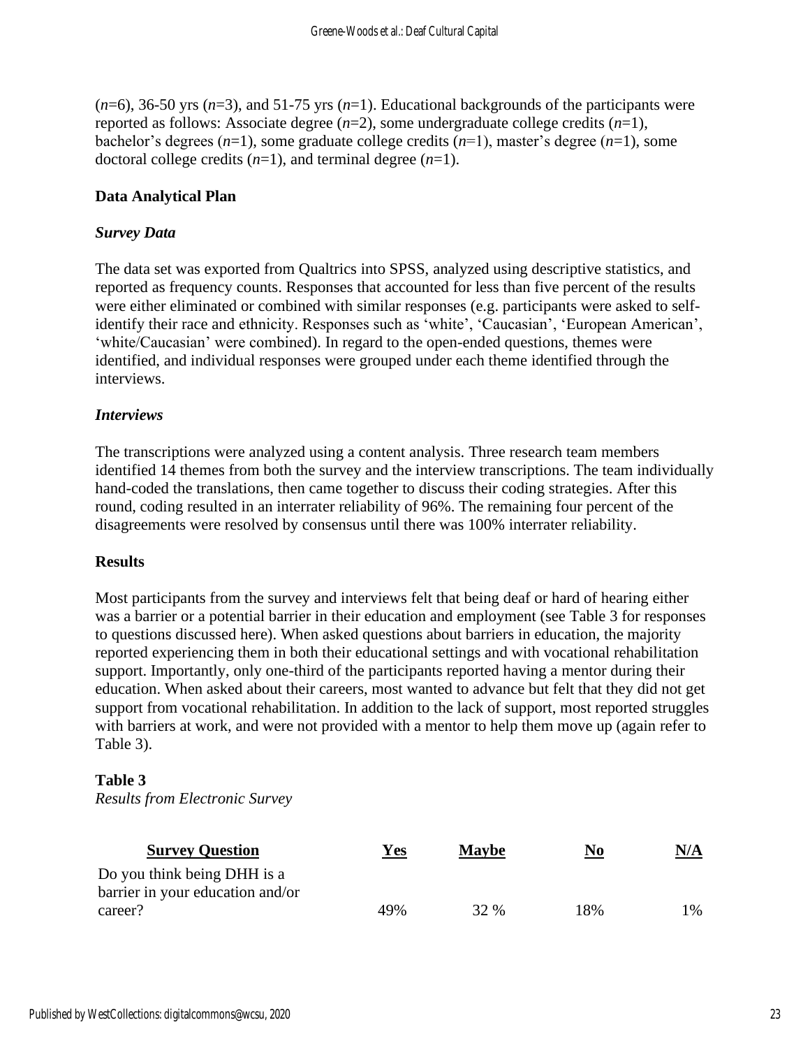(*n*=6), 36-50 yrs (*n*=3), and 51-75 yrs (*n*=1). Educational backgrounds of the participants were reported as follows: Associate degree (*n*=2), some undergraduate college credits (*n*=1), bachelor's degrees (*n*=1), some graduate college credits (*n*=1), master's degree (*n*=1), some doctoral college credits (*n*=1), and terminal degree (*n*=1).

## Data Analytical Plan

### *Survey Data*

The data set was exported from Qualtrics into SPSS, analyzed using descriptive statistics, and reported as frequency counts. Responses that accounted for less than five percent of the results were either eliminated or combined with similar responses (e.g. participants were asked to self-identify their race and ethnicity. Responses such as 'white', 'Caucasian', 'European American', 'white/Caucasian' were combined). In regard to the open-ended questions, themes were identified, and individual responses were grouped under each theme identified through the interviews.

### *Interviews*

The transcriptions were analyzed using a content analysis. Three research team members identified 14 themes from both the survey and the interview transcriptions. The team individually hand-coded the translations, then came together to discuss their coding strategies. After this round, coding resulted in an interrater reliability of 96%. The remaining four percent of the disagreements were resolved by consensus until there was 100% interrater reliability.

## Results

Most participants from the survey and interviews felt that being deaf or hard of hearing either was a barrier or a potential barrier in their education and employment (see Table 3 for responses to questions discussed here). When asked questions about barriers in education, the majority reported experiencing them in both their educational settings and with vocational rehabilitation support. Importantly, only one-third of the participants reported having a mentor during their education. When asked about their careers, most wanted to advance but felt that they did not get support from vocational rehabilitation. In addition to the lack of support, most reported struggles with barriers at work, and were not provided with a mentor to help them move up (again refer to Table 3).

**Table 3**
*Results from Electronic Survey*

| Survey Question | Yes | Maybe | No | N/A |
|---|---|---|---|---|
| Do you think being DHH is a barrier in your education and/or career? | 49% | 32 % | 18% | 1% |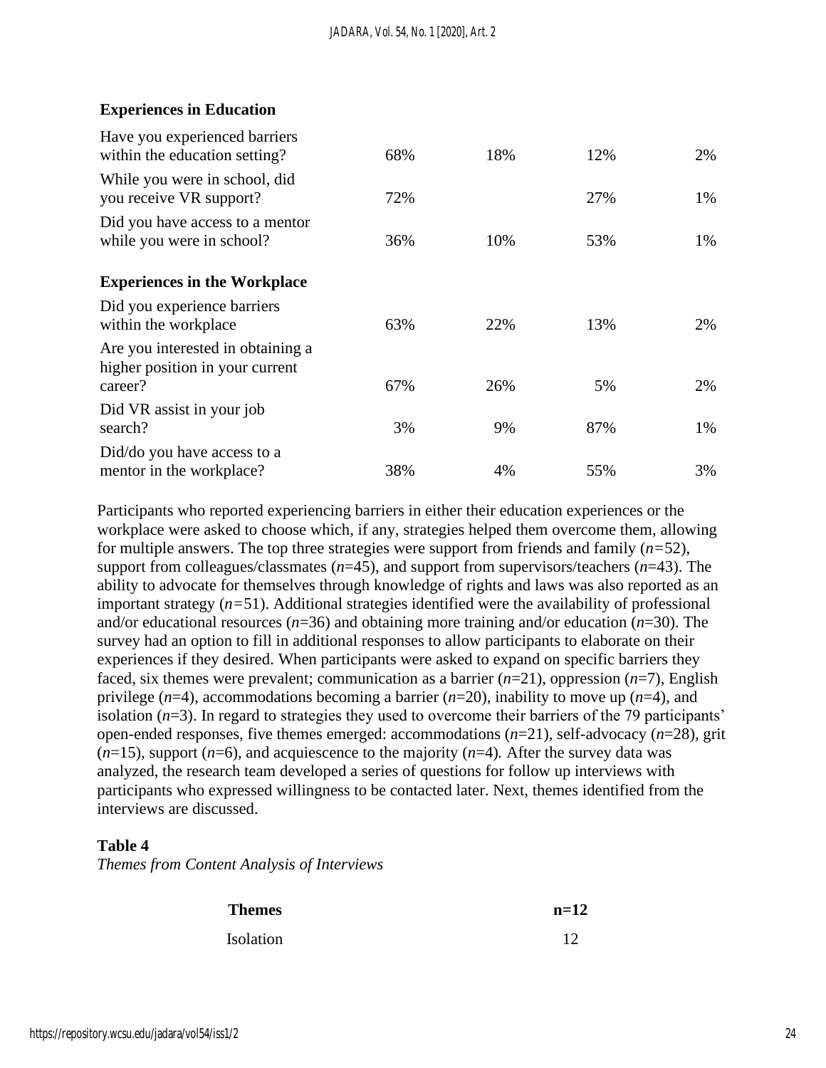| | | | | |
|---|---|---|---|---|
| **Experiences in Education** | | | | |
| Have you experienced barriers within the education setting? | 68% | 18% | 12% | 2% |
| While you were in school, did you receive VR support? | 72% | | 27% | 1% |
| Did you have access to a mentor while you were in school? | 36% | 10% | 53% | 1% |
| **Experiences in the Workplace** | | | | |
| Did you experience barriers within the workplace | 63% | 22% | 13% | 2% |
| Are you interested in obtaining a higher position in your current career? | 67% | 26% | 5% | 2% |
| Did VR assist in your job search? | 3% | 9% | 87% | 1% |
| Did/do you have access to a mentor in the workplace? | 38% | 4% | 55% | 3% |

Participants who reported experiencing barriers in either their education experiences or the workplace were asked to choose which, if any, strategies helped them overcome them, allowing for multiple answers. The top three strategies were support from friends and family ($n$=52), support from colleagues/classmates ($n$=45), and support from supervisors/teachers ($n$=43). The ability to advocate for themselves through knowledge of rights and laws was also reported as an important strategy ($n$=51). Additional strategies identified were the availability of professional and/or educational resources ($n$=36) and obtaining more training and/or education ($n$=30). The survey had an option to fill in additional responses to allow participants to elaborate on their experiences if they desired. When participants were asked to expand on specific barriers they faced, six themes were prevalent; communication as a barrier ($n$=21), oppression ($n$=7), English privilege ($n$=4), accommodations becoming a barrier ($n$=20), inability to move up ($n$=4), and isolation ($n$=3). In regard to strategies they used to overcome their barriers of the 79 participants' open-ended responses, five themes emerged: accommodations ($n$=21), self-advocacy ($n$=28), grit ($n$=15), support ($n$=6), and acquiescence to the majority ($n$=4). After the survey data was analyzed, the research team developed a series of questions for follow up interviews with participants who expressed willingness to be contacted later. Next, themes identified from the interviews are discussed.

**Table 4**

*Themes from Content Analysis of Interviews*

| **Themes** | **n=12** |
|---|---|
| Isolation | 12 |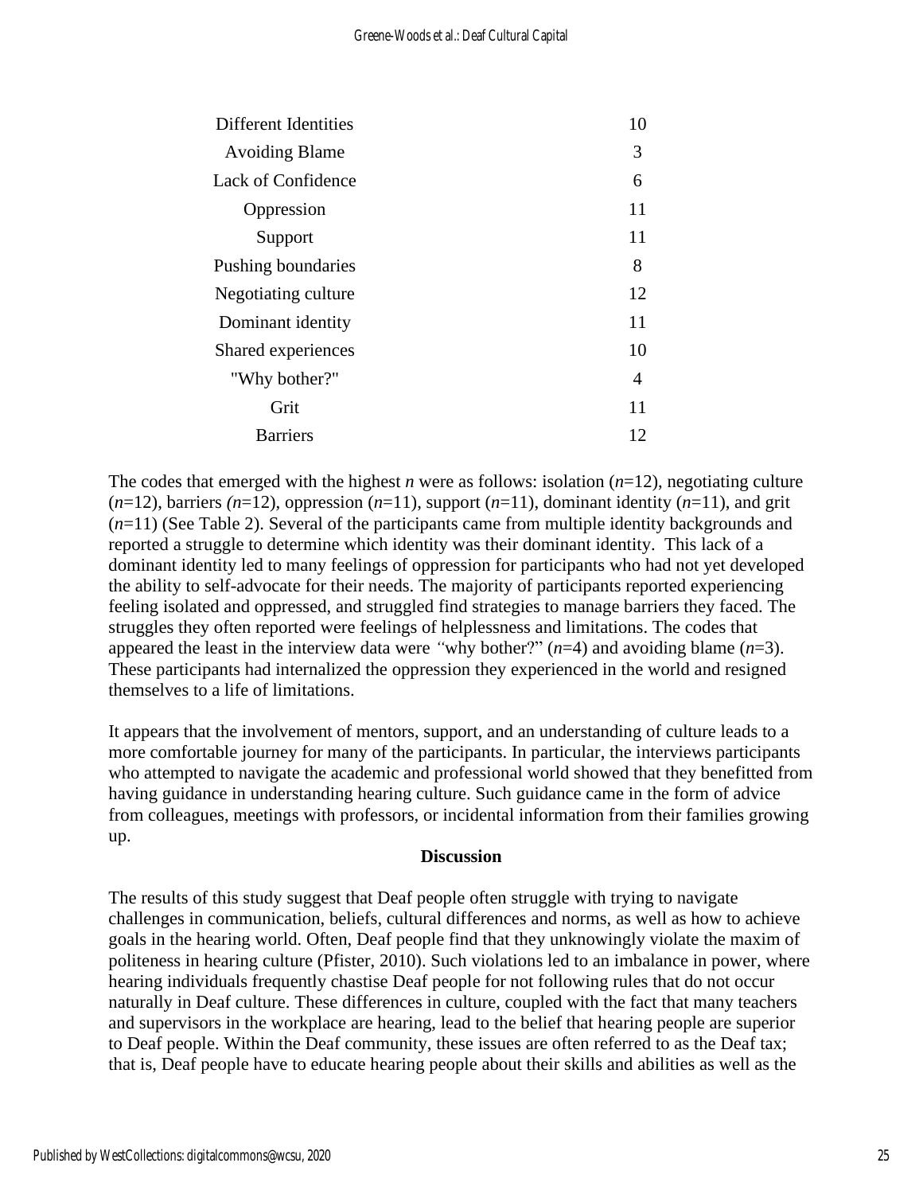| | |
|---|---|
| Different Identities | 10 |
| Avoiding Blame | 3 |
| Lack of Confidence | 6 |
| Oppression | 11 |
| Support | 11 |
| Pushing boundaries | 8 |
| Negotiating culture | 12 |
| Dominant identity | 11 |
| Shared experiences | 10 |
| "Why bother?" | 4 |
| Grit | 11 |
| Barriers | 12 |

The codes that emerged with the highest *n* were as follows: isolation (*n*=12), negotiating culture (*n*=12), barriers *(n*=12), oppression (*n*=11), support (*n*=11), dominant identity (*n*=11), and grit (*n*=11) (See Table 2). Several of the participants came from multiple identity backgrounds and reported a struggle to determine which identity was their dominant identity. This lack of a dominant identity led to many feelings of oppression for participants who had not yet developed the ability to self-advocate for their needs. The majority of participants reported experiencing feeling isolated and oppressed, and struggled find strategies to manage barriers they faced. The struggles they often reported were feelings of helplessness and limitations. The codes that appeared the least in the interview data were *"*why bother?" (*n*=4) and avoiding blame (*n*=3). These participants had internalized the oppression they experienced in the world and resigned themselves to a life of limitations.

It appears that the involvement of mentors, support, and an understanding of culture leads to a more comfortable journey for many of the participants. In particular, the interviews participants who attempted to navigate the academic and professional world showed that they benefitted from having guidance in understanding hearing culture. Such guidance came in the form of advice from colleagues, meetings with professors, or incidental information from their families growing up.

## Discussion

The results of this study suggest that Deaf people often struggle with trying to navigate challenges in communication, beliefs, cultural differences and norms, as well as how to achieve goals in the hearing world. Often, Deaf people find that they unknowingly violate the maxim of politeness in hearing culture (Pfister, 2010). Such violations led to an imbalance in power, where hearing individuals frequently chastise Deaf people for not following rules that do not occur naturally in Deaf culture. These differences in culture, coupled with the fact that many teachers and supervisors in the workplace are hearing, lead to the belief that hearing people are superior to Deaf people. Within the Deaf community, these issues are often referred to as the Deaf tax; that is, Deaf people have to educate hearing people about their skills and abilities as well as the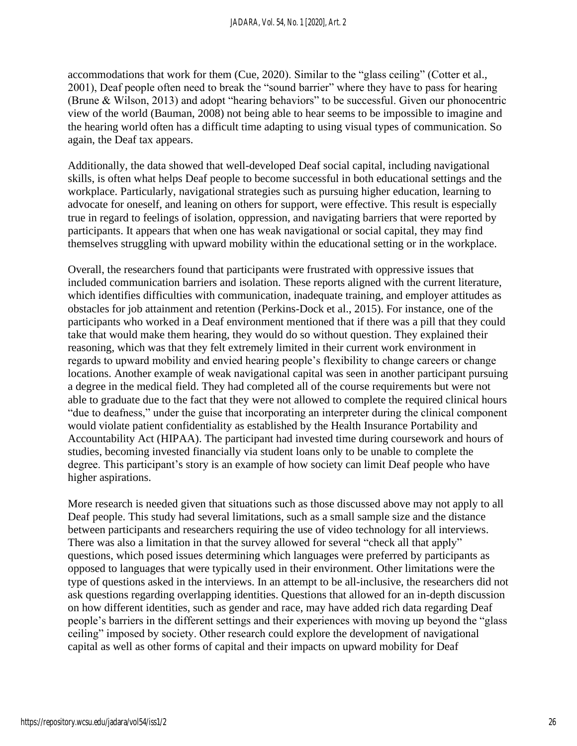accommodations that work for them (Cue, 2020). Similar to the "glass ceiling" (Cotter et al., 2001), Deaf people often need to break the "sound barrier" where they have to pass for hearing (Brune & Wilson, 2013) and adopt "hearing behaviors" to be successful. Given our phonocentric view of the world (Bauman, 2008) not being able to hear seems to be impossible to imagine and the hearing world often has a difficult time adapting to using visual types of communication. So again, the Deaf tax appears.

Additionally, the data showed that well-developed Deaf social capital, including navigational skills, is often what helps Deaf people to become successful in both educational settings and the workplace. Particularly, navigational strategies such as pursuing higher education, learning to advocate for oneself, and leaning on others for support, were effective. This result is especially true in regard to feelings of isolation, oppression, and navigating barriers that were reported by participants. It appears that when one has weak navigational or social capital, they may find themselves struggling with upward mobility within the educational setting or in the workplace.

Overall, the researchers found that participants were frustrated with oppressive issues that included communication barriers and isolation. These reports aligned with the current literature, which identifies difficulties with communication, inadequate training, and employer attitudes as obstacles for job attainment and retention (Perkins-Dock et al., 2015). For instance, one of the participants who worked in a Deaf environment mentioned that if there was a pill that they could take that would make them hearing, they would do so without question. They explained their reasoning, which was that they felt extremely limited in their current work environment in regards to upward mobility and envied hearing people's flexibility to change careers or change locations. Another example of weak navigational capital was seen in another participant pursuing a degree in the medical field. They had completed all of the course requirements but were not able to graduate due to the fact that they were not allowed to complete the required clinical hours "due to deafness," under the guise that incorporating an interpreter during the clinical component would violate patient confidentiality as established by the Health Insurance Portability and Accountability Act (HIPAA). The participant had invested time during coursework and hours of studies, becoming invested financially via student loans only to be unable to complete the degree. This participant's story is an example of how society can limit Deaf people who have higher aspirations.

More research is needed given that situations such as those discussed above may not apply to all Deaf people. This study had several limitations, such as a small sample size and the distance between participants and researchers requiring the use of video technology for all interviews. There was also a limitation in that the survey allowed for several "check all that apply" questions, which posed issues determining which languages were preferred by participants as opposed to languages that were typically used in their environment. Other limitations were the type of questions asked in the interviews. In an attempt to be all-inclusive, the researchers did not ask questions regarding overlapping identities. Questions that allowed for an in-depth discussion on how different identities, such as gender and race, may have added rich data regarding Deaf people's barriers in the different settings and their experiences with moving up beyond the "glass ceiling" imposed by society. Other research could explore the development of navigational capital as well as other forms of capital and their impacts on upward mobility for Deaf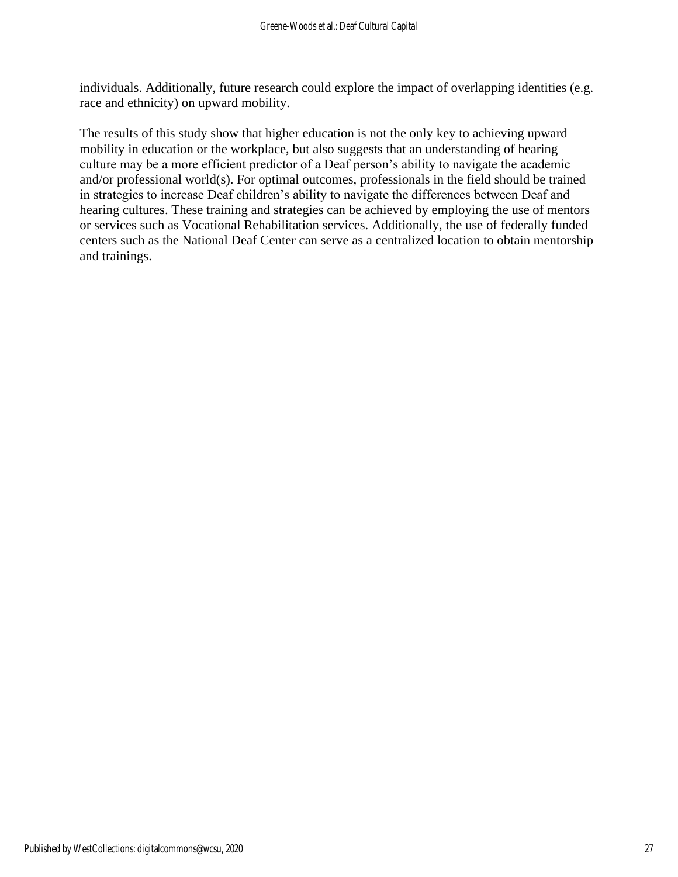individuals. Additionally, future research could explore the impact of overlapping identities (e.g. race and ethnicity) on upward mobility.

The results of this study show that higher education is not the only key to achieving upward mobility in education or the workplace, but also suggests that an understanding of hearing culture may be a more efficient predictor of a Deaf person's ability to navigate the academic and/or professional world(s). For optimal outcomes, professionals in the field should be trained in strategies to increase Deaf children's ability to navigate the differences between Deaf and hearing cultures. These training and strategies can be achieved by employing the use of mentors or services such as Vocational Rehabilitation services. Additionally, the use of federally funded centers such as the National Deaf Center can serve as a centralized location to obtain mentorship and trainings.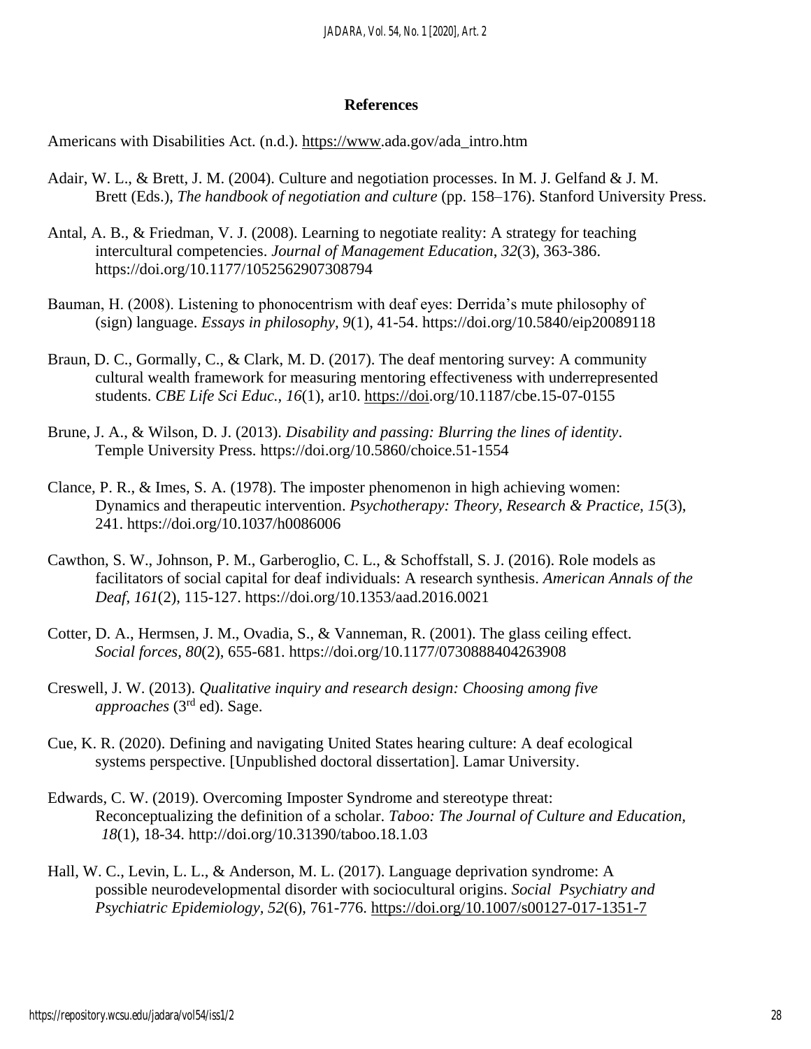## References

Americans with Disabilities Act. (n.d.). https://www.ada.gov/ada_intro.htm

Adair, W. L., & Brett, J. M. (2004). Culture and negotiation processes. In M. J. Gelfand & J. M. Brett (Eds.), *The handbook of negotiation and culture* (pp. 158–176). Stanford University Press.

Antal, A. B., & Friedman, V. J. (2008). Learning to negotiate reality: A strategy for teaching intercultural competencies. *Journal of Management Education*, *32*(3), 363-386. https://doi.org/10.1177/1052562907308794

Bauman, H. (2008). Listening to phonocentrism with deaf eyes: Derrida's mute philosophy of (sign) language. *Essays in philosophy, 9*(1), 41-54. https://doi.org/10.5840/eip20089118

Braun, D. C., Gormally, C., & Clark, M. D. (2017). The deaf mentoring survey: A community cultural wealth framework for measuring mentoring effectiveness with underrepresented students. *CBE Life Sci Educ., 16*(1), ar10. https://doi.org/10.1187/cbe.15-07-0155

Brune, J. A., & Wilson, D. J. (2013). *Disability and passing: Blurring the lines of identity*. Temple University Press. https://doi.org/10.5860/choice.51-1554

Clance, P. R., & Imes, S. A. (1978). The imposter phenomenon in high achieving women: Dynamics and therapeutic intervention. *Psychotherapy: Theory, Research & Practice, 15*(3), 241. https://doi.org/10.1037/h0086006

Cawthon, S. W., Johnson, P. M., Garberoglio, C. L., & Schoffstall, S. J. (2016). Role models as facilitators of social capital for deaf individuals: A research synthesis. *American Annals of the Deaf*, *161*(2), 115-127. https://doi.org/10.1353/aad.2016.0021

Cotter, D. A., Hermsen, J. M., Ovadia, S., & Vanneman, R. (2001). The glass ceiling effect. *Social forces, 80*(2), 655-681. https://doi.org/10.1177/0730888404263908

Creswell, J. W. (2013). *Qualitative inquiry and research design: Choosing among five approaches* (3rd ed). Sage.

Cue, K. R. (2020). Defining and navigating United States hearing culture: A deaf ecological systems perspective. [Unpublished doctoral dissertation]. Lamar University.

Edwards, C. W. (2019). Overcoming Imposter Syndrome and stereotype threat: Reconceptualizing the definition of a scholar. *Taboo: The Journal of Culture and Education, 18*(1), 18-34. http://doi.org/10.31390/taboo.18.1.03

Hall, W. C., Levin, L. L., & Anderson, M. L. (2017). Language deprivation syndrome: A possible neurodevelopmental disorder with sociocultural origins. *Social Psychiatry and Psychiatric Epidemiology, 52*(6), 761-776. https://doi.org/10.1007/s00127-017-1351-7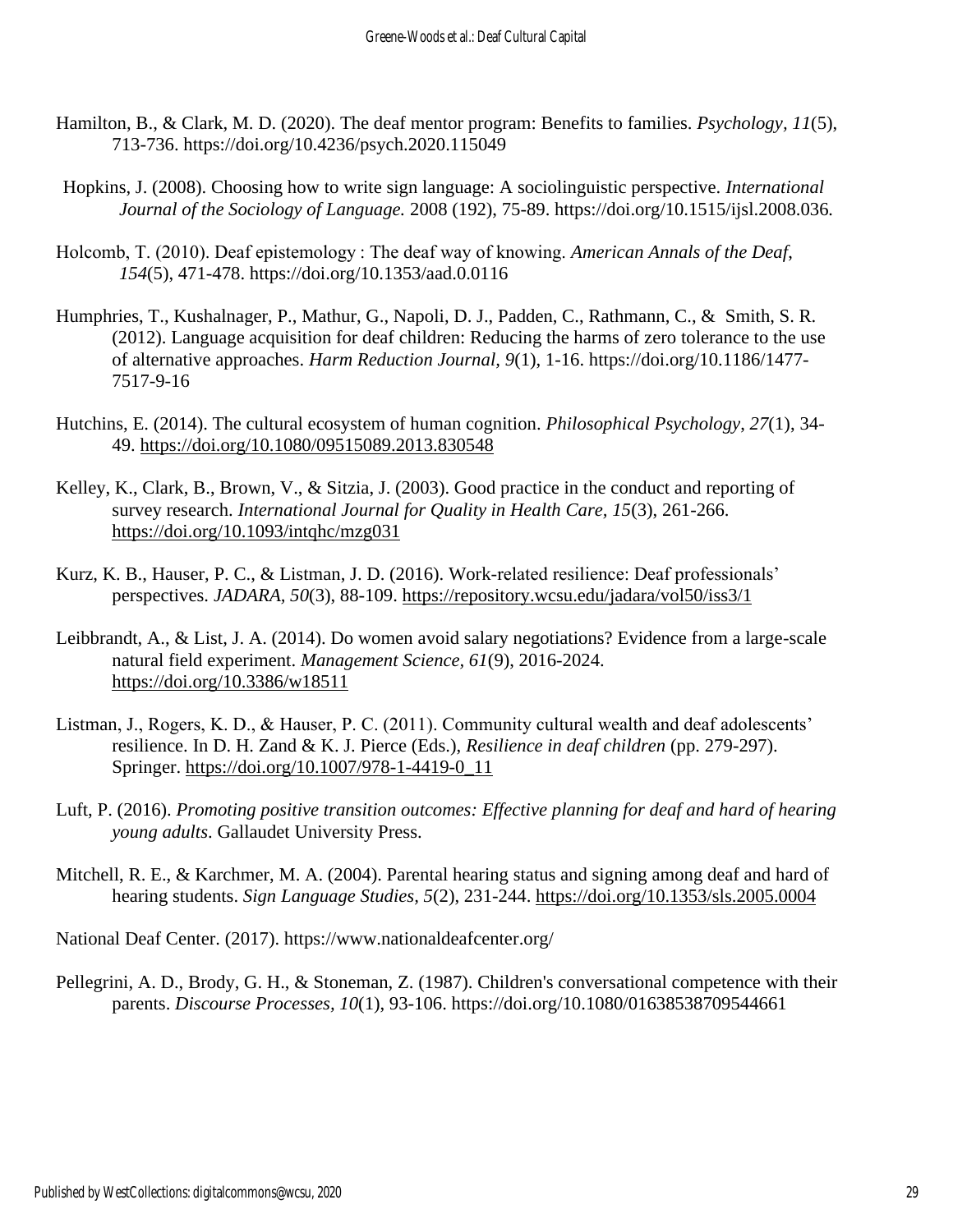Hamilton, B., & Clark, M. D. (2020). The deaf mentor program: Benefits to families. *Psychology, 11*(5), 713-736. https://doi.org/10.4236/psych.2020.115049

Hopkins, J. (2008). Choosing how to write sign language: A sociolinguistic perspective. *International Journal of the Sociology of Language.* 2008 (192), 75-89. https://doi.org/10.1515/ijsl.2008.036.

Holcomb, T. (2010). Deaf epistemology : The deaf way of knowing. *American Annals of the Deaf, 154*(5), 471-478. https://doi.org/10.1353/aad.0.0116

Humphries, T., Kushalnager, P., Mathur, G., Napoli, D. J., Padden, C., Rathmann, C., & Smith, S. R. (2012). Language acquisition for deaf children: Reducing the harms of zero tolerance to the use of alternative approaches. *Harm Reduction Journal, 9*(1), 1-16. https://doi.org/10.1186/1477-7517-9-16

Hutchins, E. (2014). The cultural ecosystem of human cognition. *Philosophical Psychology, 27*(1), 34-49. https://doi.org/10.1080/09515089.2013.830548

Kelley, K., Clark, B., Brown, V., & Sitzia, J. (2003). Good practice in the conduct and reporting of survey research. *International Journal for Quality in Health Care, 15*(3), 261-266. https://doi.org/10.1093/intqhc/mzg031

Kurz, K. B., Hauser, P. C., & Listman, J. D. (2016). Work-related resilience: Deaf professionals' perspectives. *JADARA, 50*(3), 88-109. https://repository.wcsu.edu/jadara/vol50/iss3/1

Leibbrandt, A., & List, J. A. (2014). Do women avoid salary negotiations? Evidence from a large-scale natural field experiment. *Management Science, 61*(9), 2016-2024. https://doi.org/10.3386/w18511

Listman, J., Rogers, K. D., & Hauser, P. C. (2011). Community cultural wealth and deaf adolescents' resilience. In D. H. Zand & K. J. Pierce (Eds.), *Resilience in deaf children* (pp. 279-297). Springer. https://doi.org/10.1007/978-1-4419-0_11

Luft, P. (2016). *Promoting positive transition outcomes: Effective planning for deaf and hard of hearing young adults*. Gallaudet University Press.

Mitchell, R. E., & Karchmer, M. A. (2004). Parental hearing status and signing among deaf and hard of hearing students. *Sign Language Studies, 5*(2), 231-244. https://doi.org/10.1353/sls.2005.0004

National Deaf Center. (2017). https://www.nationaldeafcenter.org/

Pellegrini, A. D., Brody, G. H., & Stoneman, Z. (1987). Children's conversational competence with their parents. *Discourse Processes, 10*(1), 93-106. https://doi.org/10.1080/01638538709544661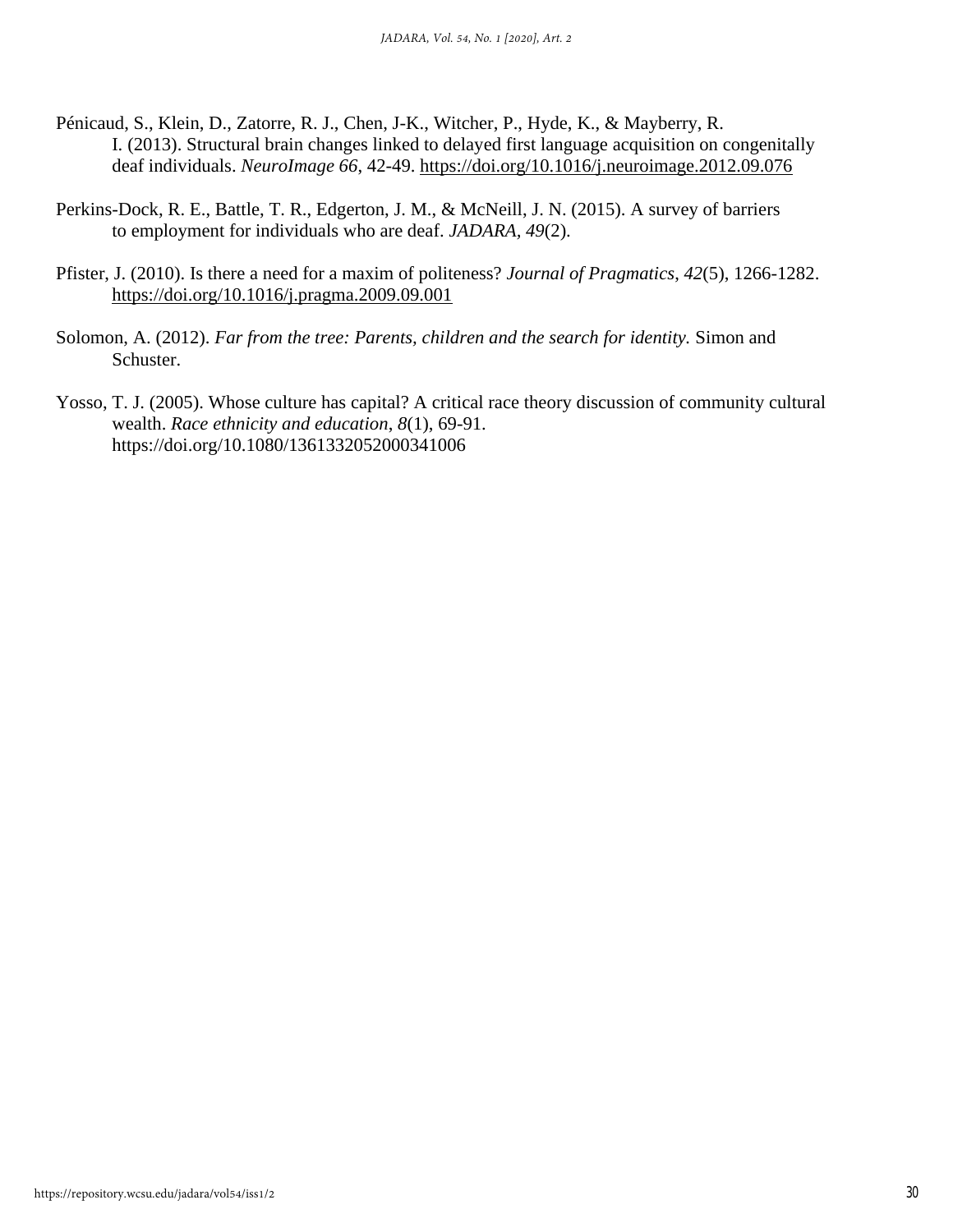Pénicaud, S., Klein, D., Zatorre, R. J., Chen, J-K., Witcher, P., Hyde, K., & Mayberry, R. I. (2013). Structural brain changes linked to delayed first language acquisition on congenitally deaf individuals. *NeuroImage 66*, 42-49. https://doi.org/10.1016/j.neuroimage.2012.09.076

Perkins-Dock, R. E., Battle, T. R., Edgerton, J. M., & McNeill, J. N. (2015). A survey of barriers to employment for individuals who are deaf. *JADARA, 49*(2).

Pfister, J. (2010). Is there a need for a maxim of politeness? *Journal of Pragmatics*, *42*(5), 1266-1282. https://doi.org/10.1016/j.pragma.2009.09.001

Solomon, A. (2012). *Far from the tree: Parents, children and the search for identity.* Simon and Schuster.

Yosso, T. J. (2005). Whose culture has capital? A critical race theory discussion of community cultural wealth. *Race ethnicity and education*, *8*(1), 69-91. https://doi.org/10.1080/1361332052000341006